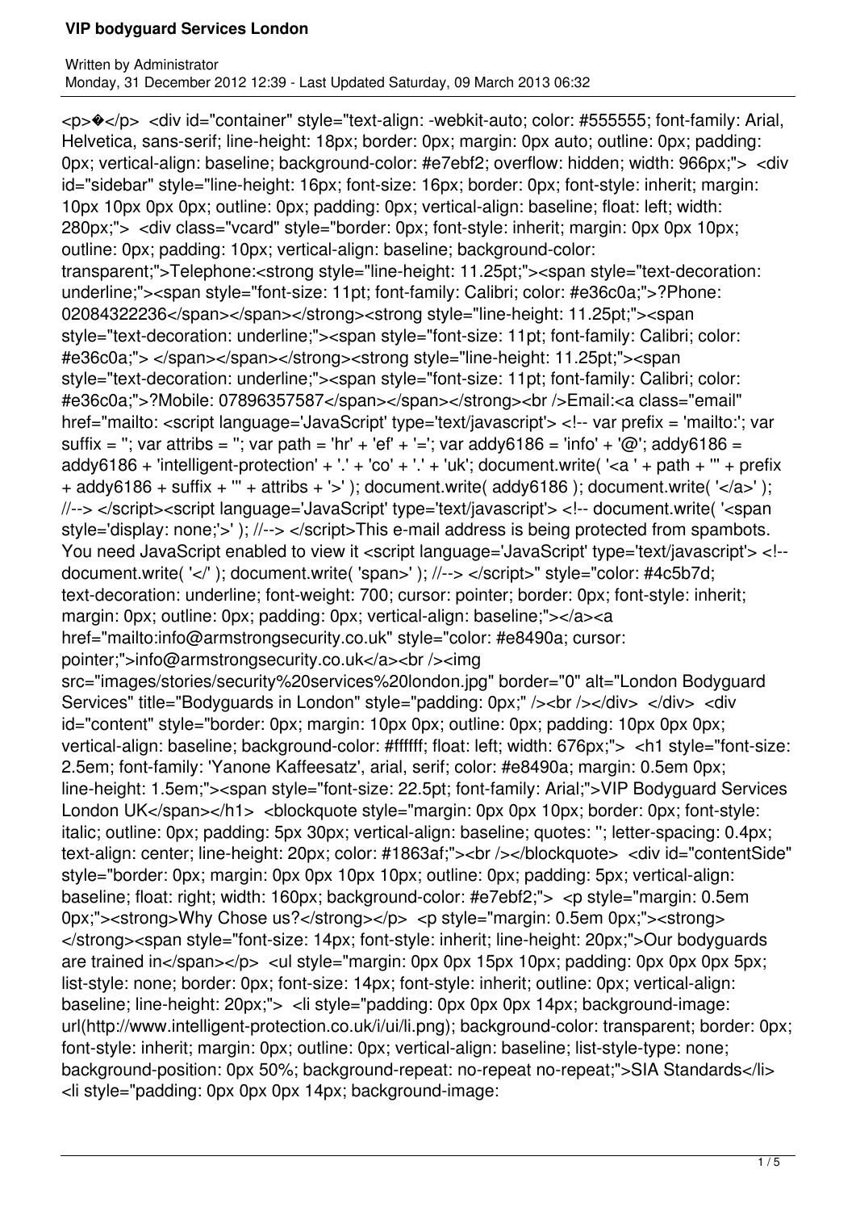# VIP bodyguard Services London

Written by Administrator
Monday, 31 December 2012 12:39 - Last Updated Saturday, 09 March 2013 06:32

<p>�</p> <div id="container" style="text-align: -webkit-auto; color: #555555; font-family: Arial, Helvetica, sans-serif; line-height: 18px; border: 0px; margin: 0px auto; outline: 0px; padding: 0px; vertical-align: baseline; background-color: #e7ebf2; overflow: hidden; width: 966px;"> <div id="sidebar" style="line-height: 16px; font-size: 16px; border: 0px; font-style: inherit; margin: 10px 10px 0px 0px; outline: 0px; padding: 0px; vertical-align: baseline; float: left; width: 280px;"> <div class="vcard" style="border: 0px; font-style: inherit; margin: 0px 0px 10px; outline: 0px; padding: 10px; vertical-align: baseline; background-color: transparent;">Telephone:<strong style="line-height: 11.25pt;"><span style="text-decoration: underline;"><span style="font-size: 11pt; font-family: Calibri; color: #e36c0a;">?Phone: 02084322236</span></span></strong><strong style="line-height: 11.25pt;"><span style="text-decoration: underline;"><span style="font-size: 11pt; font-family: Calibri; color: #e36c0a;"> </span></span></strong><strong style="line-height: 11.25pt;"><span style="text-decoration: underline;"><span style="font-size: 11pt; font-family: Calibri; color: #e36c0a;">?Mobile: 07896357587</span></span></strong><br />Email:<a class="email" href="mailto: <script language='JavaScript' type='text/javascript'> <!-- var prefix = 'mailto:'; var suffix = ''; var attribs = ''; var path = 'hr' + 'ef' + '='; var addy6186 = 'info' + '@'; addy6186 = addy6186 + 'intelligent-protection' + '.' + 'co' + '.' + 'uk'; document.write( '<a ' + path + '\'' + prefix + addy6186 + suffix + '\'' + attribs + '>' ); document.write( addy6186 ); document.write( '<\/a>' ); //--> </script><script language='JavaScript' type='text/javascript'> <!-- document.write( '<span style=\'display: none;\'>' ); //--> </script>This e-mail address is being protected from spambots. You need JavaScript enabled to view it <script language='JavaScript' type='text/javascript'> <!-- document.write( '</' ); document.write( 'span>' ); //--> </script>" style="color: #4c5b7d; text-decoration: underline; font-weight: 700; cursor: pointer; border: 0px; font-style: inherit; margin: 0px; outline: 0px; padding: 0px; vertical-align: baseline;"></a><a href="mailto:info@armstrongsecurity.co.uk" style="color: #e8490a; cursor: pointer;">info@armstrongsecurity.co.uk</a><br /><img src="images/stories/security%20services%20london.jpg" border="0" alt="London Bodyguard Services" title="Bodyguards in London" style="padding: 0px;" /><br /></div> </div> <div id="content" style="border: 0px; margin: 10px 0px; outline: 0px; padding: 10px 0px 0px; vertical-align: baseline; background-color: #ffffff; float: left; width: 676px;"> <h1 style="font-size: 2.5em; font-family: 'Yanone Kaffeesatz', arial, serif; color: #e8490a; margin: 0.5em 0px; line-height: 1.5em;"><span style="font-size: 22.5pt; font-family: Arial;">VIP Bodyguard Services London UK</span></h1> <blockquote style="margin: 0px 0px 10px; border: 0px; font-style: italic; outline: 0px; padding: 5px 30px; vertical-align: baseline; quotes: ''; letter-spacing: 0.4px; text-align: center; line-height: 20px; color: #1863af;"><br /></blockquote> <div id="contentSide" style="border: 0px; margin: 0px 0px 10px 10px; outline: 0px; padding: 5px; vertical-align: baseline; float: right; width: 160px; background-color: #e7ebf2;"> <p style="margin: 0.5em 0px;"><strong>Why Chose us?</strong></p> <p style="margin: 0.5em 0px;"><strong> </strong><span style="font-size: 14px; font-style: inherit; line-height: 20px;">Our bodyguards are trained in</span></p> <ul style="margin: 0px 0px 15px 10px; padding: 0px 0px 0px 5px; list-style: none; border: 0px; font-size: 14px; font-style: inherit; outline: 0px; vertical-align: baseline; line-height: 20px;"> <li style="padding: 0px 0px 0px 14px; background-image: url(http://www.intelligent-protection.co.uk/i/ui/li.png); background-color: transparent; border: 0px; font-style: inherit; margin: 0px; outline: 0px; vertical-align: baseline; list-style-type: none; background-position: 0px 50%; background-repeat: no-repeat no-repeat;">SIA Standards</li> <li style="padding: 0px 0px 0px 14px; background-image: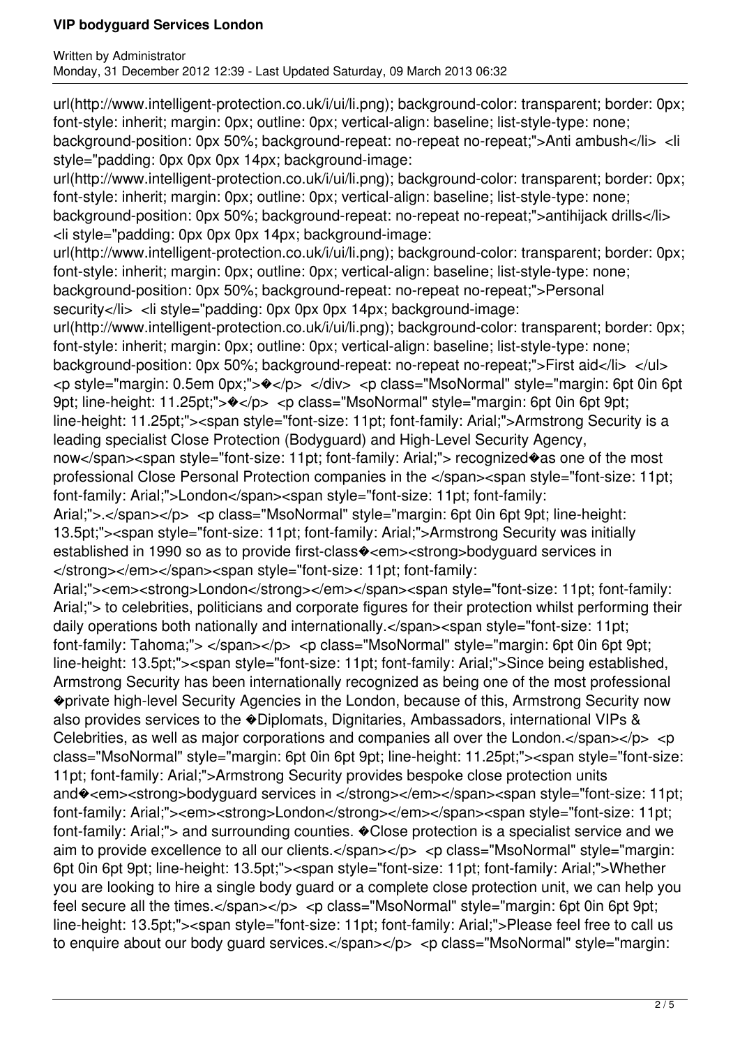url(http://www.intelligent-protection.co.uk/i/ui/li.png); background-color: transparent; border: 0px; font-style: inherit; margin: 0px; outline: 0px; vertical-align: baseline; list-style-type: none; background-position: 0px 50%; background-repeat: no-repeat no-repeat;">Anti ambush</li> <li style="padding: 0px 0px 0px 14px; background-image: url(http://www.intelligent-protection.co.uk/i/ui/li.png); background-color: transparent; border: 0px; font-style: inherit; margin: 0px; outline: 0px; vertical-align: baseline; list-style-type: none; background-position: 0px 50%; background-repeat: no-repeat no-repeat;">antihijack drills</li> <li style="padding: 0px 0px 0px 14px; background-image: url(http://www.intelligent-protection.co.uk/i/ui/li.png); background-color: transparent; border: 0px; font-style: inherit; margin: 0px; outline: 0px; vertical-align: baseline; list-style-type: none; background-position: 0px 50%; background-repeat: no-repeat no-repeat;">Personal security</li> <li style="padding: 0px 0px 0px 14px; background-image: url(http://www.intelligent-protection.co.uk/i/ui/li.png); background-color: transparent; border: 0px; font-style: inherit; margin: 0px; outline: 0px; vertical-align: baseline; list-style-type: none; background-position: 0px 50%; background-repeat: no-repeat no-repeat;">First aid</li> </ul> <p style="margin: 0.5em 0px;">�</p> </div> <p class="MsoNormal" style="margin: 6pt 0in 6pt 9pt; line-height: 11.25pt;">�</p> <p class="MsoNormal" style="margin: 6pt 0in 6pt 9pt; line-height: 11.25pt;"><span style="font-size: 11pt; font-family: Arial;">Armstrong Security is a leading specialist Close Protection (Bodyguard) and High-Level Security Agency, now</span><span style="font-size: 11pt; font-family: Arial;"> recognized�as one of the most professional Close Personal Protection companies in the </span><span style="font-size: 11pt; font-family: Arial;">London</span><span style="font-size: 11pt; font-family: Arial;">.</span></p> <p class="MsoNormal" style="margin: 6pt 0in 6pt 9pt; line-height: 13.5pt;"><span style="font-size: 11pt; font-family: Arial;">Armstrong Security was initially established in 1990 so as to provide first-class�<em><strong>bodyguard services in </strong></em></span><span style="font-size: 11pt; font-family: Arial;"><em><strong>London</strong></em></span><span style="font-size: 11pt; font-family: Arial;"> to celebrities, politicians and corporate figures for their protection whilst performing their daily operations both nationally and internationally.</span><span style="font-size: 11pt; font-family: Tahoma;"> </span></p> <p class="MsoNormal" style="margin: 6pt 0in 6pt 9pt; line-height: 13.5pt;"><span style="font-size: 11pt; font-family: Arial;">Since being established, Armstrong Security has been internationally recognized as being one of the most professional �private high-level Security Agencies in the London, because of this, Armstrong Security now also provides services to the �Diplomats, Dignitaries, Ambassadors, international VIPs & Celebrities, as well as major corporations and companies all over the London.</span></p> <p class="MsoNormal" style="margin: 6pt 0in 6pt 9pt; line-height: 11.25pt;"><span style="font-size: 11pt; font-family: Arial;">Armstrong Security provides bespoke close protection units and�<em><strong>bodyguard services in </strong></em></span><span style="font-size: 11pt; font-family: Arial;"><em><strong>London</strong></em></span><span style="font-size: 11pt; font-family: Arial;"> and surrounding counties. �Close protection is a specialist service and we aim to provide excellence to all our clients.</span></p> <p class="MsoNormal" style="margin: 6pt 0in 6pt 9pt; line-height: 13.5pt;"><span style="font-size: 11pt; font-family: Arial;">Whether you are looking to hire a single body guard or a complete close protection unit, we can help you feel secure all the times.</span></p> <p class="MsoNormal" style="margin: 6pt 0in 6pt 9pt; line-height: 13.5pt;"><span style="font-size: 11pt; font-family: Arial;">Please feel free to call us to enquire about our body guard services.</span></p> <p class="MsoNormal" style="margin: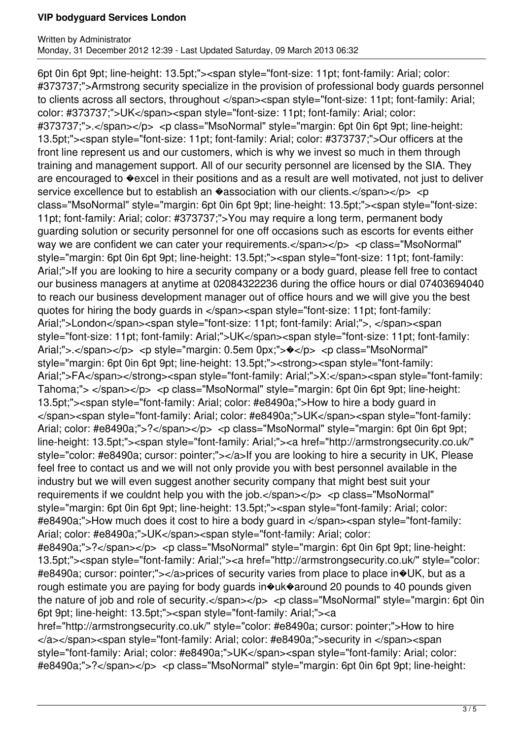6pt 0in 6pt 9pt; line-height: 13.5pt;"><span style="font-size: 11pt; font-family: Arial; color: #373737;">Armstrong security specialize in the provision of professional body guards personnel to clients across all sectors, throughout </span><span style="font-size: 11pt; font-family: Arial; color: #373737;">UK</span><span style="font-size: 11pt; font-family: Arial; color: #373737;">.</span></p> <p class="MsoNormal" style="margin: 6pt 0in 6pt 9pt; line-height: 13.5pt;"><span style="font-size: 11pt; font-family: Arial; color: #373737;">Our officers at the front line represent us and our customers, which is why we invest so much in them through training and management support. All of our security personnel are licensed by the SIA. They are encouraged to �excel in their positions and as a result are well motivated, not just to deliver service excellence but to establish an �association with our clients.</span></p> <p class="MsoNormal" style="margin: 6pt 0in 6pt 9pt; line-height: 13.5pt;"><span style="font-size: 11pt; font-family: Arial; color: #373737;">You may require a long term, permanent body guarding solution or security personnel for one off occasions such as escorts for events either way we are confident we can cater your requirements.</span></p> <p class="MsoNormal" style="margin: 6pt 0in 6pt 9pt; line-height: 13.5pt;"><span style="font-size: 11pt; font-family: Arial;">If you are looking to hire a security company or a body guard, please fell free to contact our business managers at anytime at 02084322236 during the office hours or dial 07403694040 to reach our business development manager out of office hours and we will give you the best quotes for hiring the body guards in </span><span style="font-size: 11pt; font-family: Arial;">London</span><span style="font-size: 11pt; font-family: Arial;">, </span><span style="font-size: 11pt; font-family: Arial;">UK</span><span style="font-size: 11pt; font-family: Arial;">.</span></p> <p style="margin: 0.5em 0px;">�</p> <p class="MsoNormal" style="margin: 6pt 0in 6pt 9pt; line-height: 13.5pt;"><strong><span style="font-family: Arial;">FA</span></strong><span style="font-family: Arial;">X:</span><span style="font-family: Tahoma;"> </span></p> <p class="MsoNormal" style="margin: 6pt 0in 6pt 9pt; line-height: 13.5pt;"><span style="font-family: Arial; color: #e8490a;">How to hire a body guard in </span><span style="font-family: Arial; color: #e8490a;">UK</span><span style="font-family: Arial; color: #e8490a;">?</span></p> <p class="MsoNormal" style="margin: 6pt 0in 6pt 9pt; line-height: 13.5pt;"><span style="font-family: Arial;"><a href="http://armstrongsecurity.co.uk/" style="color: #e8490a; cursor: pointer;"></a>If you are looking to hire a security in UK, Please feel free to contact us and we will not only provide you with best personnel available in the industry but we will even suggest another security company that might best suit your requirements if we couldnt help you with the job.</span></p> <p class="MsoNormal" style="margin: 6pt 0in 6pt 9pt; line-height: 13.5pt;"><span style="font-family: Arial; color: #e8490a;">How much does it cost to hire a body guard in </span><span style="font-family: Arial; color: #e8490a;">UK</span><span style="font-family: Arial; color: #e8490a;">?</span></p> <p class="MsoNormal" style="margin: 6pt 0in 6pt 9pt; line-height: 13.5pt;"><span style="font-family: Arial;"><a href="http://armstrongsecurity.co.uk/" style="color: #e8490a; cursor: pointer;"></a>prices of security varies from place to place in�UK, but as a rough estimate you are paying for body guards in�uk�around 20 pounds to 40 pounds given the nature of job and role of security.</span></p> <p class="MsoNormal" style="margin: 6pt 0in 6pt 9pt; line-height: 13.5pt;"><span style="font-family: Arial;"><a href="http://armstrongsecurity.co.uk/" style="color: #e8490a; cursor: pointer;">How to hire </a></span><span style="font-family: Arial; color: #e8490a;">security in </span><span style="font-family: Arial; color: #e8490a;">UK</span><span style="font-family: Arial; color: #e8490a;">?</span></p> <p class="MsoNormal" style="margin: 6pt 0in 6pt 9pt; line-height: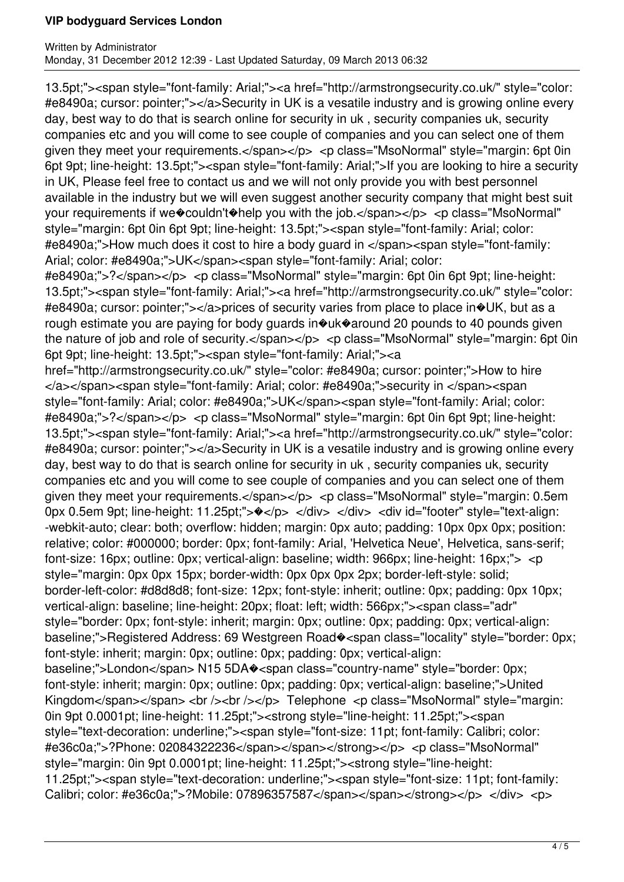13.5pt;"><span style="font-family: Arial;"><a href="http://armstrongsecurity.co.uk/" style="color: #e8490a; cursor: pointer;"></a>Security in UK is a vesatile industry and is growing online every day, best way to do that is search online for security in uk , security companies uk, security companies etc and you will come to see couple of companies and you can select one of them given they meet your requirements.</span></p> <p class="MsoNormal" style="margin: 6pt 0in 6pt 9pt; line-height: 13.5pt;"><span style="font-family: Arial;">If you are looking to hire a security in UK, Please feel free to contact us and we will not only provide you with best personnel available in the industry but we will even suggest another security company that might best suit your requirements if we�couldn't�help you with the job.</span></p> <p class="MsoNormal" style="margin: 6pt 0in 6pt 9pt; line-height: 13.5pt;"><span style="font-family: Arial; color: #e8490a;">How much does it cost to hire a body guard in </span><span style="font-family: Arial; color: #e8490a;">UK</span><span style="font-family: Arial; color: #e8490a;">?</span></p> <p class="MsoNormal" style="margin: 6pt 0in 6pt 9pt; line-height: 13.5pt;"><span style="font-family: Arial;"><a href="http://armstrongsecurity.co.uk/" style="color: #e8490a; cursor: pointer;"></a>prices of security varies from place to place in�UK, but as a rough estimate you are paying for body guards in�uk�around 20 pounds to 40 pounds given the nature of job and role of security.</span></p> <p class="MsoNormal" style="margin: 6pt 0in 6pt 9pt; line-height: 13.5pt;"><span style="font-family: Arial;"><a href="http://armstrongsecurity.co.uk/" style="color: #e8490a; cursor: pointer;">How to hire </a></span><span style="font-family: Arial; color: #e8490a;">security in </span><span style="font-family: Arial; color: #e8490a;">UK</span><span style="font-family: Arial; color: #e8490a;">?</span></p> <p class="MsoNormal" style="margin: 6pt 0in 6pt 9pt; line-height: 13.5pt;"><span style="font-family: Arial;"><a href="http://armstrongsecurity.co.uk/" style="color: #e8490a; cursor: pointer;"></a>Security in UK is a vesatile industry and is growing online every day, best way to do that is search online for security in uk , security companies uk, security companies etc and you will come to see couple of companies and you can select one of them given they meet your requirements.</span></p> <p class="MsoNormal" style="margin: 0.5em 0px 0.5em 9pt; line-height: 11.25pt;">�</p> </div> </div> <div id="footer" style="text-align: -webkit-auto; clear: both; overflow: hidden; margin: 0px auto; padding: 10px 0px 0px; position: relative; color: #000000; border: 0px; font-family: Arial, 'Helvetica Neue', Helvetica, sans-serif; font-size: 16px; outline: 0px; vertical-align: baseline; width: 966px; line-height: 16px;"> <p style="margin: 0px 0px 15px; border-width: 0px 0px 0px 2px; border-left-style: solid; border-left-color: #d8d8d8; font-size: 12px; font-style: inherit; outline: 0px; padding: 0px 10px; vertical-align: baseline; line-height: 20px; float: left; width: 566px;"><span class="adr" style="border: 0px; font-style: inherit; margin: 0px; outline: 0px; padding: 0px; vertical-align: baseline;">Registered Address: 69 Westgreen Road�<span class="locality" style="border: 0px; font-style: inherit; margin: 0px; outline: 0px; padding: 0px; vertical-align: baseline;">London</span> N15 5DA�<span class="country-name" style="border: 0px; font-style: inherit; margin: 0px; outline: 0px; padding: 0px; vertical-align: baseline;">United Kingdom</span></span> <br /><br /></p> Telephone <p class="MsoNormal" style="margin: 0in 9pt 0.0001pt; line-height: 11.25pt;"><strong style="line-height: 11.25pt;"><span style="text-decoration: underline;"><span style="font-size: 11pt; font-family: Calibri; color: #e36c0a;">?Phone: 02084322236</span></span></strong></p> <p class="MsoNormal" style="margin: 0in 9pt 0.0001pt; line-height: 11.25pt;"><strong style="line-height: 11.25pt;"><span style="text-decoration: underline;"><span style="font-size: 11pt; font-family: Calibri; color: #e36c0a;">?Mobile: 07896357587</span></span></strong></p> </div> <p>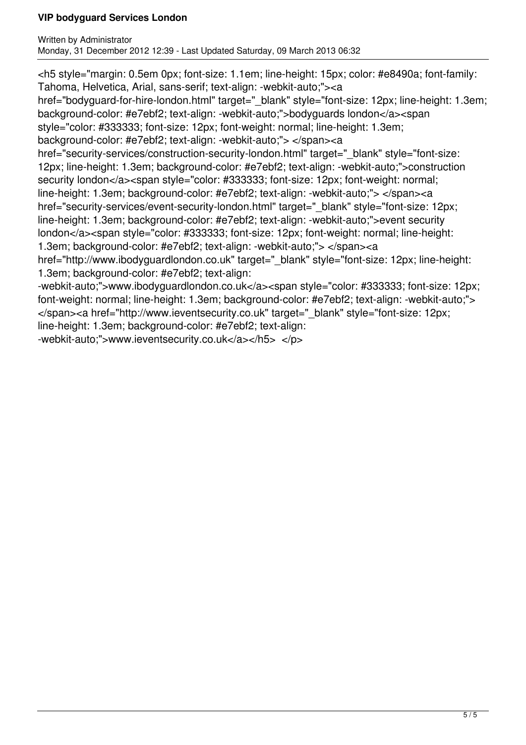```
<h5 style="margin: 0.5em 0px; font-size: 1.1em; line-height: 15px; color: #e8490a; font-family: Tahoma, Helvetica, Arial, sans-serif; text-align: -webkit-auto;"><a href="bodyguard-for-hire-london.html" target="_blank" style="font-size: 12px; line-height: 1.3em; background-color: #e7ebf2; text-align: -webkit-auto;">bodyguards london</a><span style="color: #333333; font-size: 12px; font-weight: normal; line-height: 1.3em; background-color: #e7ebf2; text-align: -webkit-auto;"> </span><a href="security-services/construction-security-london.html" target="_blank" style="font-size: 12px; line-height: 1.3em; background-color: #e7ebf2; text-align: -webkit-auto;">construction security london</a><span style="color: #333333; font-size: 12px; font-weight: normal; line-height: 1.3em; background-color: #e7ebf2; text-align: -webkit-auto;"> </span><a href="security-services/event-security-london.html" target="_blank" style="font-size: 12px; line-height: 1.3em; background-color: #e7ebf2; text-align: -webkit-auto;">event security london</a><span style="color: #333333; font-size: 12px; font-weight: normal; line-height: 1.3em; background-color: #e7ebf2; text-align: -webkit-auto;"> </span><a href="http://www.ibodyguardlondon.co.uk" target="_blank" style="font-size: 12px; line-height: 1.3em; background-color: #e7ebf2; text-align: -webkit-auto;">www.ibodyguardlondon.co.uk</a><span style="color: #333333; font-size: 12px; font-weight: normal; line-height: 1.3em; background-color: #e7ebf2; text-align: -webkit-auto;"> </span><a href="http://www.ieventsecurity.co.uk" target="_blank" style="font-size: 12px; line-height: 1.3em; background-color: #e7ebf2; text-align: -webkit-auto;">www.ieventsecurity.co.uk</a></h5>  </p>
```